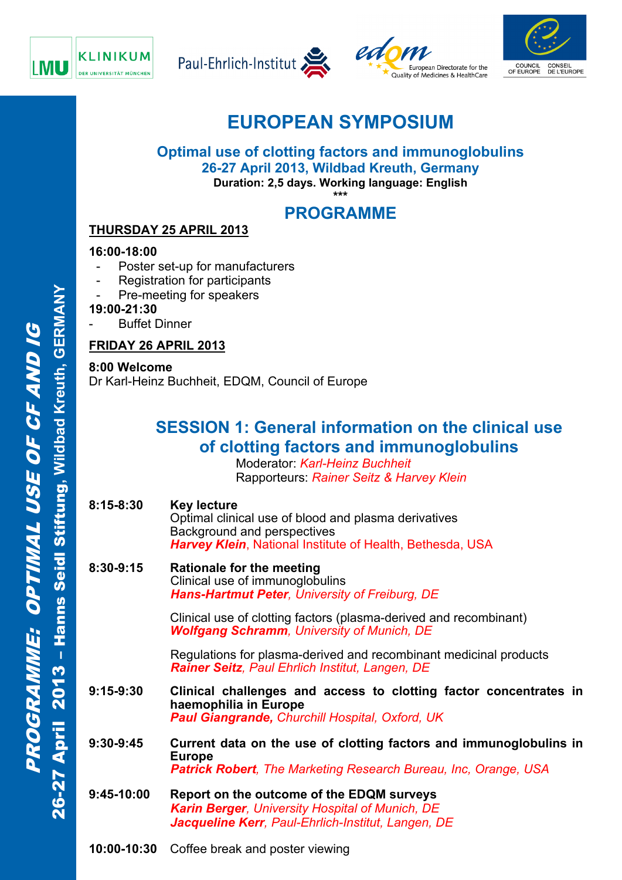# EUROPEAN SYMPOSIUM

## Optimal use of clotting factors and immunoglobulins

**26-27 April 2013, Wildbad Kreuth, Germany**

**Duration: 2,5 days. Working language: English**

***

## PROGRAMME

### THURSDAY 25 APRIL 2013

**16:00-18:00**

- Poster set-up for manufacturers
- Registration for participants
- Pre-meeting for speakers

**19:00-21:30**

- Buffet Dinner

### FRIDAY 26 APRIL 2013

**8:00 Welcome**

Dr Karl-Heinz Buchheit, EDQM, Council of Europe

## SESSION 1: General information on the clinical use of clotting factors and immunoglobulins

Moderator: *Karl-Heinz Buchheit*

Rapporteurs: *Rainer Seitz & Harvey Klein*

**8:15-8:30** **Key lecture**
Optimal clinical use of blood and plasma derivatives
Background and perspectives
***Harvey Klein***, National Institute of Health, Bethesda, USA

**8:30-9:15** **Rationale for the meeting**
Clinical use of immunoglobulins
***Hans-Hartmut Peter****, University of Freiburg, DE*

Clinical use of clotting factors (plasma-derived and recombinant)
***Wolfgang Schramm****, University of Munich, DE*

Regulations for plasma-derived and recombinant medicinal products
***Rainer Seitz****, Paul Ehrlich Institut, Langen, DE*

**9:15-9:30** **Clinical challenges and access to clotting factor concentrates in haemophilia in Europe**
***Paul Giangrande,*** *Churchill Hospital, Oxford, UK*

**9:30-9:45** **Current data on the use of clotting factors and immunoglobulins in Europe**
***Patrick Robert****, The Marketing Research Bureau, Inc, Orange, USA*

**9:45-10:00** **Report on the outcome of the EDQM surveys**
***Karin Berger****, University Hospital of Munich, DE*
***Jacqueline Kerr****, Paul-Ehrlich-Institut, Langen, DE*

**10:00-10:30** Coffee break and poster viewing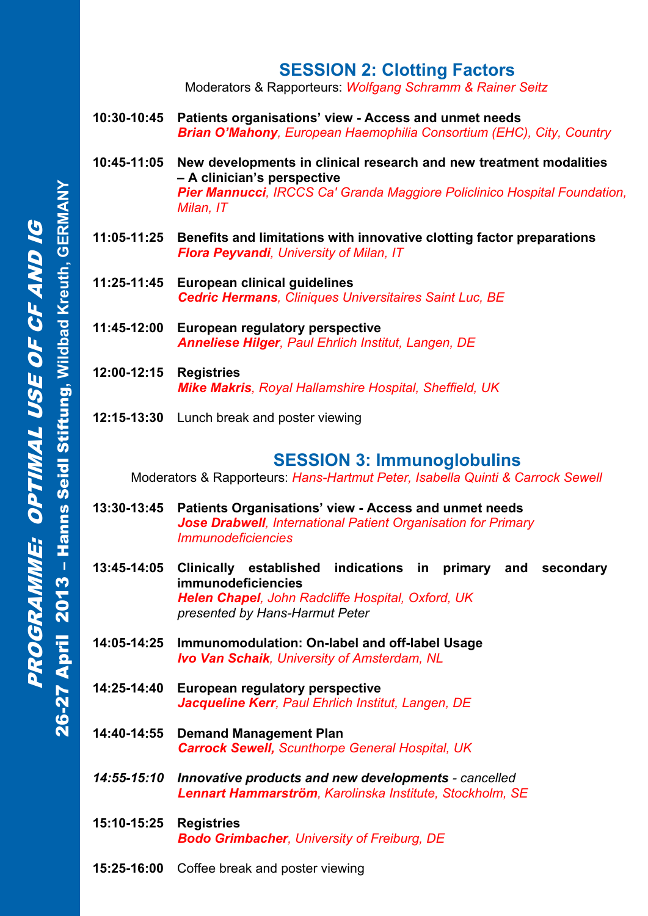## SESSION 2: Clotting Factors

Moderators & Rapporteurs: *Wolfgang Schramm & Rainer Seitz*

**10:30-10:45** **Patients organisations' view - Access and unmet needs**
***Brian O'Mahony**, European Haemophilia Consortium (EHC), City, Country*

**10:45-11:05** **New developments in clinical research and new treatment modalities – A clinician's perspective**
***Pier Mannucci**, IRCCS Ca' Granda Maggiore Policlinico Hospital Foundation, Milan, IT*

**11:05-11:25** **Benefits and limitations with innovative clotting factor preparations**
***Flora Peyvandi**, University of Milan, IT*

**11:25-11:45** **European clinical guidelines**
***Cedric Hermans**, Cliniques Universitaires Saint Luc, BE*

**11:45-12:00** **European regulatory perspective**
***Anneliese Hilger**, Paul Ehrlich Institut, Langen, DE*

**12:00-12:15** **Registries**
***Mike Makris**, Royal Hallamshire Hospital, Sheffield, UK*

**12:15-13:30** Lunch break and poster viewing

## SESSION 3: Immunoglobulins

Moderators & Rapporteurs: *Hans-Hartmut Peter, Isabella Quinti & Carrock Sewell*

**13:30-13:45** **Patients Organisations' view - Access and unmet needs**
***Jose Drabwell**, International Patient Organisation for Primary Immunodeficiencies*

**13:45-14:05** **Clinically established indications in primary and secondary immunodeficiencies**
***Helen Chapel**, John Radcliffe Hospital, Oxford, UK*
*presented by Hans-Harmut Peter*

**14:05-14:25** **Immunomodulation: On-label and off-label Usage**
***Ivo Van Schaik**, University of Amsterdam, NL*

**14:25-14:40** **European regulatory perspective**
***Jacqueline Kerr**, Paul Ehrlich Institut, Langen, DE*

**14:40-14:55** **Demand Management Plan**
***Carrock Sewell,** Scunthorpe General Hospital, UK*

***14:55-15:10*** ***Innovative products and new developments** - cancelled*
***Lennart Hammarström**, Karolinska Institute, Stockholm, SE*

**15:10-15:25** **Registries**
***Bodo Grimbacher**, University of Freiburg, DE*

**15:25-16:00** Coffee break and poster viewing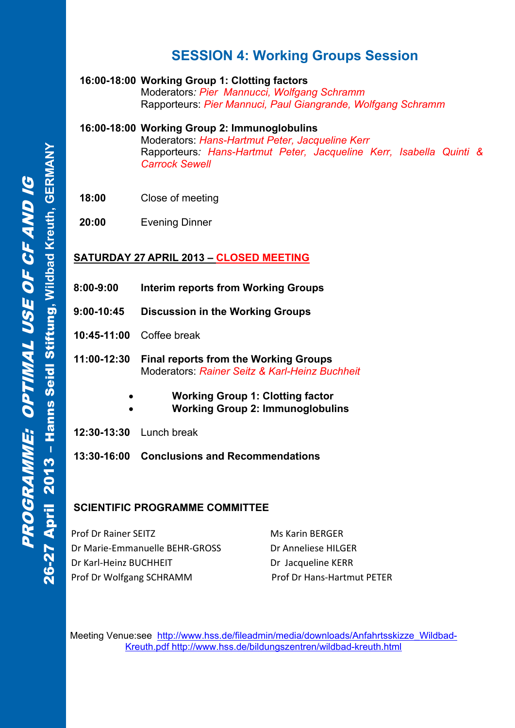## SESSION 4: Working Groups Session

**16:00-18:00 Working Group 1: Clotting factors**
Moderators: *Pier Mannucci, Wolfgang Schramm*
Rapporteurs: *Pier Mannucci, Paul Giangrande, Wolfgang Schramm*

**16:00-18:00 Working Group 2: Immunoglobulins**
Moderators: *Hans-Hartmut Peter, Jacqueline Kerr*
Rapporteurs: *Hans-Hartmut Peter, Jacqueline Kerr, Isabella Quinti & Carrock Sewell*

**18:00** Close of meeting

**20:00** Evening Dinner

**SATURDAY 27 APRIL 2013 – CLOSED MEETING**

**8:00-9:00** **Interim reports from Working Groups**

**9:00-10:45** **Discussion in the Working Groups**

**10:45-11:00** Coffee break

**11:00-12:30** **Final reports from the Working Groups**
Moderators: *Rainer Seitz & Karl-Heinz Buchheit*

- **Working Group 1: Clotting factor**
- **Working Group 2: Immunoglobulins**

**12:30-13:30** Lunch break

**13:30-16:00** **Conclusions and Recommendations**

### SCIENTIFIC PROGRAMME COMMITTEE

Prof Dr Rainer SEITZ
Dr Marie-Emmanuelle BEHR-GROSS
Dr Karl-Heinz BUCHHEIT
Prof Dr Wolfgang SCHRAMM
Ms Karin BERGER
Dr Anneliese HILGER
Dr Jacqueline KERR
Prof Dr Hans-Hartmut PETER

Meeting Venue:see http://www.hss.de/fileadmin/media/downloads/Anfahrtsskizze_Wildbad-Kreuth.pdf http://www.hss.de/bildungszentren/wildbad-kreuth.html